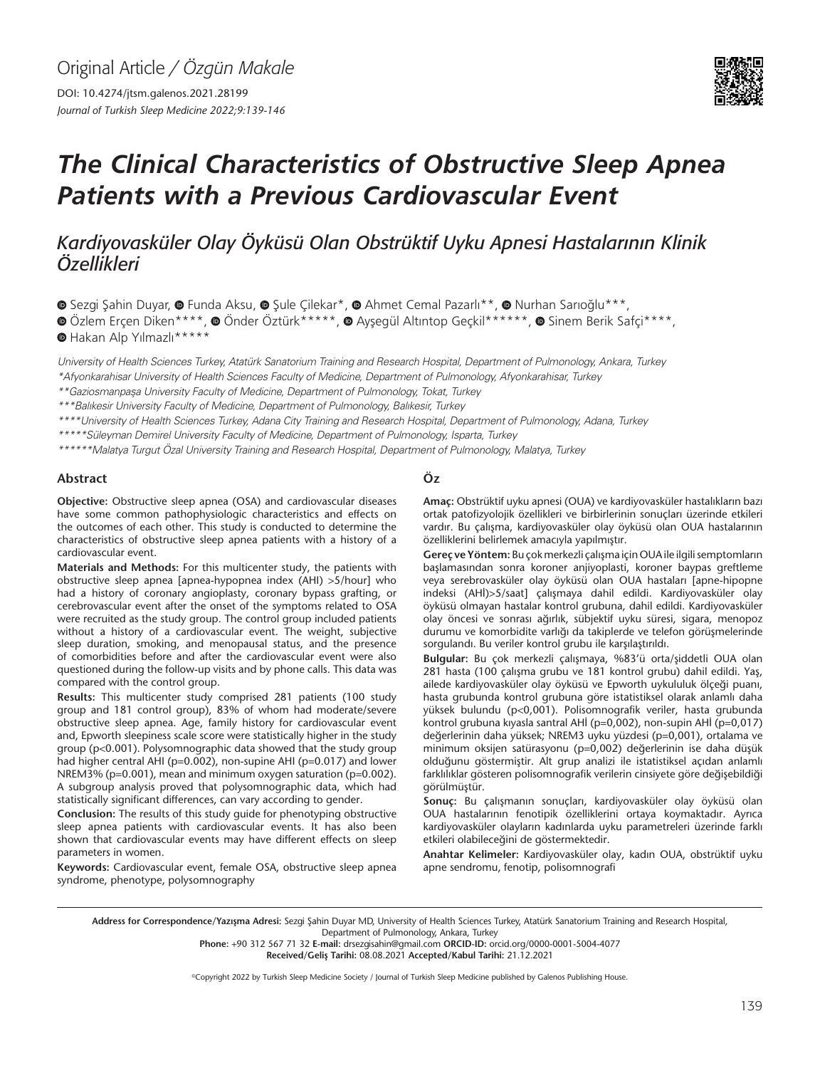Original Article / *Özgün Makale*

DOI: 10.4274/jtsm.galenos.2021.28199

*Journal of Turkish Sleep Medicine 2022;9:139-146*

# The Clinical Characteristics of Obstructive Sleep Apnea Patients with a Previous Cardiovascular Event

## *Kardiyovasküler Olay Öyküsü Olan Obstrüktif Uyku Apnesi Hastalarının Klinik Özellikleri*

Sezgi Şahin Duyar, Funda Aksu, Şule Çilekar*, Ahmet Cemal Pazarlı**, Nurhan Sarıoğlu***, Özlem Erçen Diken****, Önder Öztürk*****, Ayşegül Altıntop Geçkil******, Sinem Berik Safçi****, Hakan Alp Yılmazlı*****

*University of Health Sciences Turkey, Atatürk Sanatorium Training and Research Hospital, Department of Pulmonology, Ankara, Turkey*

*\*Afyonkarahisar University of Health Sciences Faculty of Medicine, Department of Pulmonology, Afyonkarahisar, Turkey*

*\*\*Gaziosmanpaşa University Faculty of Medicine, Department of Pulmonology, Tokat, Turkey*

*\*\*\*Balıkesir University Faculty of Medicine, Department of Pulmonology, Balıkesir, Turkey*

*\*\*\*\*University of Health Sciences Turkey, Adana City Training and Research Hospital, Department of Pulmonology, Adana, Turkey*

*\*\*\*\*\*Süleyman Demirel University Faculty of Medicine, Department of Pulmonology, Isparta, Turkey*

*\*\*\*\*\*\*Malatya Turgut Özal University Training and Research Hospital, Department of Pulmonology, Malatya, Turkey*

### Abstract

**Objective:** Obstructive sleep apnea (OSA) and cardiovascular diseases have some common pathophysiologic characteristics and effects on the outcomes of each other. This study is conducted to determine the characteristics of obstructive sleep apnea patients with a history of a cardiovascular event.

**Materials and Methods:** For this multicenter study, the patients with obstructive sleep apnea [apnea-hypopnea index (AHI) >5/hour] who had a history of coronary angioplasty, coronary bypass grafting, or cerebrovascular event after the onset of the symptoms related to OSA were recruited as the study group. The control group included patients without a history of a cardiovascular event. The weight, subjective sleep duration, smoking, and menopausal status, and the presence of comorbidities before and after the cardiovascular event were also questioned during the follow-up visits and by phone calls. This data was compared with the control group.

**Results:** This multicenter study comprised 281 patients (100 study group and 181 control group), 83% of whom had moderate/severe obstructive sleep apnea. Age, family history for cardiovascular event and, Epworth sleepiness scale score were statistically higher in the study group ($p<0.001$). Polysomnographic data showed that the study group had higher central AHI ($p=0.002$), non-supine AHI ($p=0.017$) and lower NREM3% ($p=0.001$), mean and minimum oxygen saturation ($p=0.002$). A subgroup analysis proved that polysomnographic data, which had statistically significant differences, can vary according to gender.

**Conclusion:** The results of this study guide for phenotyping obstructive sleep apnea patients with cardiovascular events. It has also been shown that cardiovascular events may have different effects on sleep parameters in women.

**Keywords:** Cardiovascular event, female OSA, obstructive sleep apnea syndrome, phenotype, polysomnography

### Öz

**Amaç:** Obstrüktif uyku apnesi (OUA) ve kardiyovasküler hastalıkların bazı ortak patofizyolojik özellikleri ve birbirlerinin sonuçları üzerinde etkileri vardır. Bu çalışma, kardiyovasküler olay öyküsü olan OUA hastalarının özelliklerini belirlemek amacıyla yapılmıştır.

**Gereç ve Yöntem:** Bu çok merkezli çalışma için OUA ile ilgili semptomların başlamasından sonra koroner anjiyoplasti, koroner baypas greftleme veya serebrovasküler olay öyküsü olan OUA hastaları [apne-hipopne indeksi (AHİ)>5/saat] çalışmaya dahil edildi. Kardiyovasküler olay öyküsü olmayan hastalar kontrol grubuna, dahil edildi. Kardiyovasküler olay öncesi ve sonrası ağırlık, sübjektif uyku süresi, sigara, menopoz durumu ve komorbidite varlığı da takiplerde ve telefon görüşmelerinde sorgulandı. Bu veriler kontrol grubu ile karşılaştırıldı.

**Bulgular:** Bu çok merkezli çalışmaya, %83'ü orta/şiddetli OUA olan 281 hasta (100 çalışma grubu ve 181 kontrol grubu) dahil edildi. Yaş, ailede kardiyovasküler olay öyküsü ve Epworth uykululuk ölçeği puanı, hasta grubunda kontrol grubuna göre istatistiksel olarak anlamlı daha yüksek bulundu ($p<0,001$). Polisomnografik veriler, hasta grubunda kontrol grubuna kıyasla santral AHİ ($p=0,002$), non-supin AHİ ($p=0,017$) değerlerinin daha yüksek; NREM3 uyku yüzdesi ($p=0,001$), ortalama ve minimum oksijen satürasyonu ($p=0,002$) değerlerinin ise daha düşük olduğunu göstermiştir. Alt grup analizi ile istatistiksel açıdan anlamlı farklılıklar gösteren polisomnografik verilerin cinsiyete göre değişebildiği görülmüştür.

**Sonuç:** Bu çalışmanın sonuçları, kardiyovasküler olay öyküsü olan OUA hastalarının fenotipik özelliklerini ortaya koymaktadır. Ayrıca kardiyovasküler olayların kadınlarda uyku parametreleri üzerinde farklı etkileri olabileceğini de göstermektedir.

**Anahtar Kelimeler:** Kardiyovasküler olay, kadın OUA, obstrüktif uyku apne sendromu, fenotip, polisomnografi

**Address for Correspondence/Yazışma Adresi:** Sezgi Şahin Duyar MD, University of Health Sciences Turkey, Atatürk Sanatorium Training and Research Hospital, Department of Pulmonology, Ankara, Turkey

**Phone:** +90 312 567 71 32 **E-mail:** drsezgisahin@gmail.com **ORCID-ID:** orcid.org/0000-0001-5004-4077

**Received/Geliş Tarihi:** 08.08.2021 **Accepted/Kabul Tarihi:** 21.12.2021

©Copyright 2022 by Turkish Sleep Medicine Society / Journal of Turkish Sleep Medicine published by Galenos Publishing House.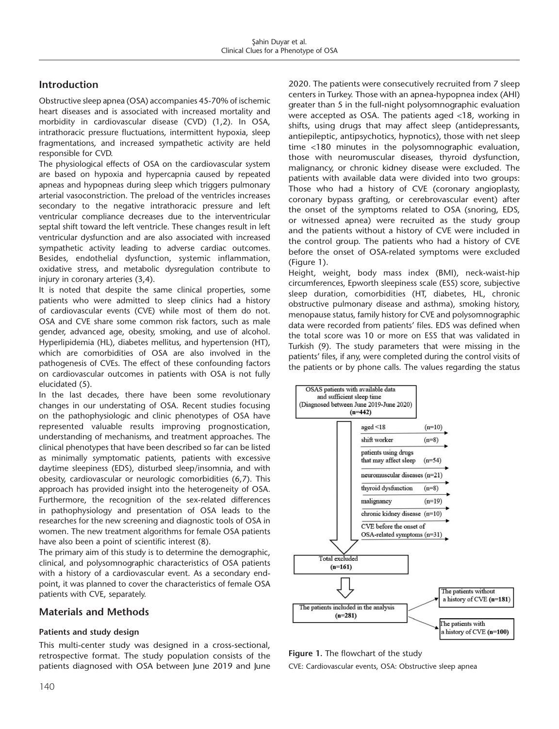## Introduction

Obstructive sleep apnea (OSA) accompanies 45-70% of ischemic heart diseases and is associated with increased mortality and morbidity in cardiovascular disease (CVD) (1,2). In OSA, intrathoracic pressure fluctuations, intermittent hypoxia, sleep fragmentations, and increased sympathetic activity are held responsible for CVD.

The physiological effects of OSA on the cardiovascular system are based on hypoxia and hypercapnia caused by repeated apneas and hypopneas during sleep which triggers pulmonary arterial vasoconstriction. The preload of the ventricles increases secondary to the negative intrathoracic pressure and left ventricular compliance decreases due to the interventricular septal shift toward the left ventricle. These changes result in left ventricular dysfunction and are also associated with increased sympathetic activity leading to adverse cardiac outcomes. Besides, endothelial dysfunction, systemic inflammation, oxidative stress, and metabolic dysregulation contribute to injury in coronary arteries (3,4).

It is noted that despite the same clinical properties, some patients who were admitted to sleep clinics had a history of cardiovascular events (CVE) while most of them do not. OSA and CVE share some common risk factors, such as male gender, advanced age, obesity, smoking, and use of alcohol. Hyperlipidemia (HL), diabetes mellitus, and hypertension (HT), which are comorbidities of OSA are also involved in the pathogenesis of CVEs. The effect of these confounding factors on cardiovascular outcomes in patients with OSA is not fully elucidated (5).

In the last decades, there have been some revolutionary changes in our understating of OSA. Recent studies focusing on the pathophysiologic and clinic phenotypes of OSA have represented valuable results improving prognostication, understanding of mechanisms, and treatment approaches. The clinical phenotypes that have been described so far can be listed as minimally symptomatic patients, patients with excessive daytime sleepiness (EDS), disturbed sleep/insomnia, and with obesity, cardiovascular or neurologic comorbidities (6,7). This approach has provided insight into the heterogeneity of OSA. Furthermore, the recognition of the sex-related differences in pathophysiology and presentation of OSA leads to the researches for the new screening and diagnostic tools of OSA in women. The new treatment algorithms for female OSA patients have also been a point of scientific interest (8).

The primary aim of this study is to determine the demographic, clinical, and polysomnographic characteristics of OSA patients with a history of a cardiovascular event. As a secondary end-point, it was planned to cover the characteristics of female OSA patients with CVE, separately.

## Materials and Methods

### Patients and study design

This multi-center study was designed in a cross-sectional, retrospective format. The study population consists of the patients diagnosed with OSA between June 2019 and June 2020. The patients were consecutively recruited from 7 sleep centers in Turkey. Those with an apnea-hypopnea index (AHI) greater than 5 in the full-night polysomnographic evaluation were accepted as OSA. The patients aged <18, working in shifts, using drugs that may affect sleep (antidepressants, antiepileptic, antipsychotics, hypnotics), those with net sleep time <180 minutes in the polysomnographic evaluation, those with neuromuscular diseases, thyroid dysfunction, malignancy, or chronic kidney disease were excluded. The patients with available data were divided into two groups: Those who had a history of CVE (coronary angioplasty, coronary bypass grafting, or cerebrovascular event) after the onset of the symptoms related to OSA (snoring, EDS, or witnessed apnea) were recruited as the study group and the patients without a history of CVE were included in the control group. The patients who had a history of CVE before the onset of OSA-related symptoms were excluded (Figure 1).

Height, weight, body mass index (BMI), neck-waist-hip circumferences, Epworth sleepiness scale (ESS) score, subjective sleep duration, comorbidities (HT, diabetes, HL, chronic obstructive pulmonary disease and asthma), smoking history, menopause status, family history for CVE and polysomnographic data were recorded from patients' files. EDS was defined when the total score was 10 or more on ESS that was validated in Turkish (9). The study parameters that were missing in the patients' files, if any, were completed during the control visits of the patients or by phone calls. The values regarding the status

OSAS patients with available data and sufficient sleep time (Diagnosed between June 2019-June 2020) (n=442)

- aged <18 (n=10)
- shift worker (n=8)
- patients using drugs that may affect sleep (n=54)
- neuromuscular diseases (n=21)
- thyroid dysfunction (n=8)
- malignancy (n=19)
- chronic kidney disease (n=10)
- CVE before the onset of OSA-related symptoms (n=31)

Total excluded (n=161)

The patients included in the analysis (n=281)

- The patients without a history of CVE (n=181)
- The patients with a history of CVE (n=100)

**Figure 1.** The flowchart of the study

CVE: Cardiovascular events, OSA: Obstructive sleep apnea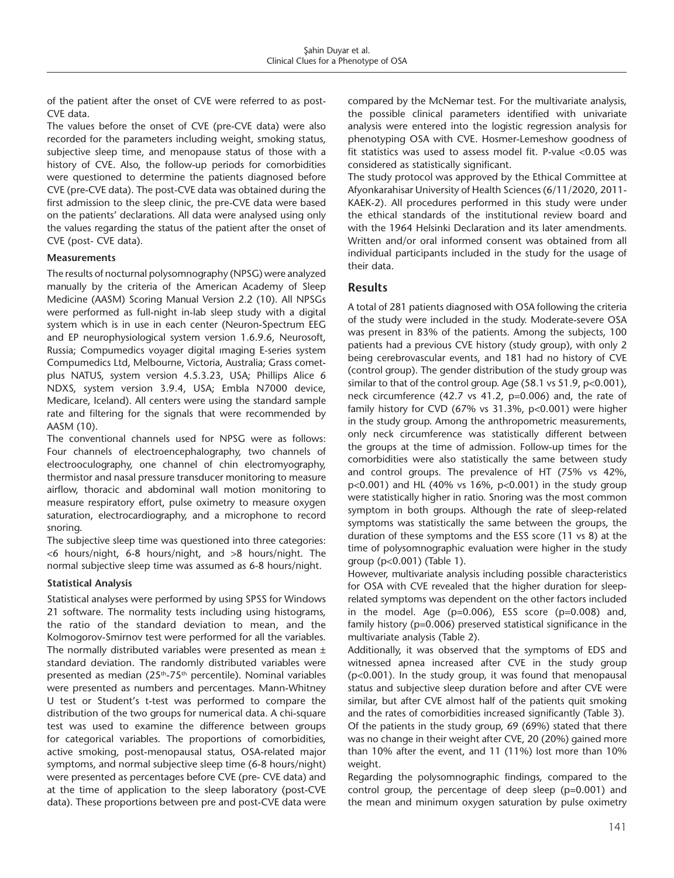of the patient after the onset of CVE were referred to as post-CVE data.

The values before the onset of CVE (pre-CVE data) were also recorded for the parameters including weight, smoking status, subjective sleep time, and menopause status of those with a history of CVE. Also, the follow-up periods for comorbidities were questioned to determine the patients diagnosed before CVE (pre-CVE data). The post-CVE data was obtained during the first admission to the sleep clinic, the pre-CVE data were based on the patients' declarations. All data were analysed using only the values regarding the status of the patient after the onset of CVE (post- CVE data).

### Measurements

The results of nocturnal polysomnography (NPSG) were analyzed manually by the criteria of the American Academy of Sleep Medicine (AASM) Scoring Manual Version 2.2 (10). All NPSGs were performed as full-night in-lab sleep study with a digital system which is in use in each center (Neuron-Spectrum EEG and EP neurophysiological system version 1.6.9.6, Neurosoft, Russia; Compumedics voyager digital ımaging E-series system Compumedics Ltd, Melbourne, Victoria, Australia; Grass comet-plus NATUS, system version 4.5.3.23, USA; Phillips Alice 6 NDXS, system version 3.9.4, USA; Embla N7000 device, Medicare, Iceland). All centers were using the standard sample rate and filtering for the signals that were recommended by AASM (10).

The conventional channels used for NPSG were as follows: Four channels of electroencephalography, two channels of electrooculography, one channel of chin electromyography, thermistor and nasal pressure transducer monitoring to measure airflow, thoracic and abdominal wall motion monitoring to measure respiratory effort, pulse oximetry to measure oxygen saturation, electrocardiography, and a microphone to record snoring.

The subjective sleep time was questioned into three categories: <6 hours/night, 6-8 hours/night, and >8 hours/night. The normal subjective sleep time was assumed as 6-8 hours/night.

### Statistical Analysis

Statistical analyses were performed by using SPSS for Windows 21 software. The normality tests including using histograms, the ratio of the standard deviation to mean, and the Kolmogorov-Smirnov test were performed for all the variables. The normally distributed variables were presented as mean ± standard deviation. The randomly distributed variables were presented as median (25th-75th percentile). Nominal variables were presented as numbers and percentages. Mann-Whitney U test or Student's t-test was performed to compare the distribution of the two groups for numerical data. A chi-square test was used to examine the difference between groups for categorical variables. The proportions of comorbidities, active smoking, post-menopausal status, OSA-related major symptoms, and normal subjective sleep time (6-8 hours/night) were presented as percentages before CVE (pre- CVE data) and at the time of application to the sleep laboratory (post-CVE data). These proportions between pre and post-CVE data were compared by the McNemar test. For the multivariate analysis, the possible clinical parameters identified with univariate analysis were entered into the logistic regression analysis for phenotyping OSA with CVE. Hosmer-Lemeshow goodness of fit statistics was used to assess model fit. P-value <0.05 was considered as statistically significant.

The study protocol was approved by the Ethical Committee at Afyonkarahisar University of Health Sciences (6/11/2020, 2011-KAEK-2). All procedures performed in this study were under the ethical standards of the institutional review board and with the 1964 Helsinki Declaration and its later amendments. Written and/or oral informed consent was obtained from all individual participants included in the study for the usage of their data.

## Results

A total of 281 patients diagnosed with OSA following the criteria of the study were included in the study. Moderate-severe OSA was present in 83% of the patients. Among the subjects, 100 patients had a previous CVE history (study group), with only 2 being cerebrovascular events, and 181 had no history of CVE (control group). The gender distribution of the study group was similar to that of the control group. Age (58.1 vs 51.9, p<0.001), neck circumference (42.7 vs 41.2, p=0.006) and, the rate of family history for CVD (67% vs 31.3%, p<0.001) were higher in the study group. Among the anthropometric measurements, only neck circumference was statistically different between the groups at the time of admission. Follow-up times for the comorbidities were also statistically the same between study and control groups. The prevalence of HT (75% vs 42%, p<0.001) and HL (40% vs 16%, p<0.001) in the study group were statistically higher in ratio. Snoring was the most common symptom in both groups. Although the rate of sleep-related symptoms was statistically the same between the groups, the duration of these symptoms and the ESS score (11 vs 8) at the time of polysomnographic evaluation were higher in the study group (p<0.001) (Table 1).

However, multivariate analysis including possible characteristics for OSA with CVE revealed that the higher duration for sleep-related symptoms was dependent on the other factors included in the model. Age (p=0.006), ESS score (p=0.008) and, family history (p=0.006) preserved statistical significance in the multivariate analysis (Table 2).

Additionally, it was observed that the symptoms of EDS and witnessed apnea increased after CVE in the study group (p<0.001). In the study group, it was found that menopausal status and subjective sleep duration before and after CVE were similar, but after CVE almost half of the patients quit smoking and the rates of comorbidities increased significantly (Table 3).

Of the patients in the study group, 69 (69%) stated that there was no change in their weight after CVE, 20 (20%) gained more than 10% after the event, and 11 (11%) lost more than 10% weight.

Regarding the polysomnographic findings, compared to the control group, the percentage of deep sleep (p=0.001) and the mean and minimum oxygen saturation by pulse oximetry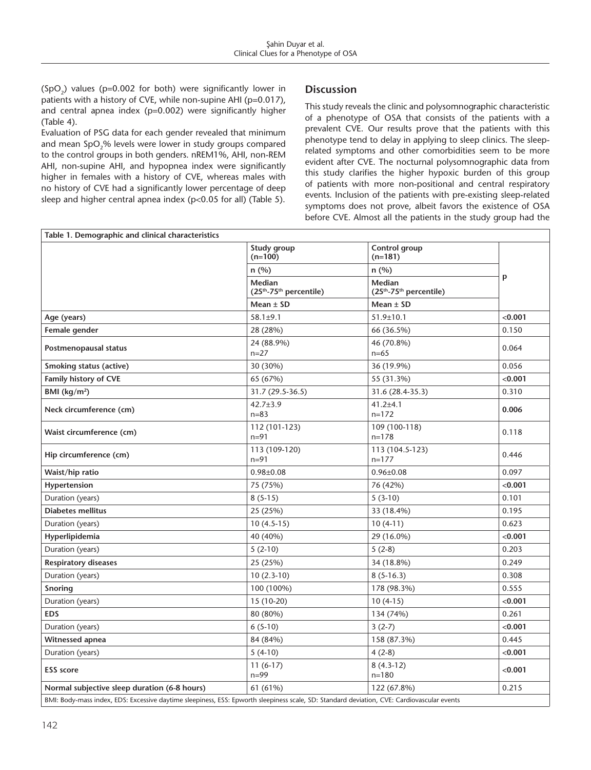($SpO_2$) values (p=0.002 for both) were significantly lower in patients with a history of CVE, while non-supine AHI (p=0.017), and central apnea index (p=0.002) were significantly higher (Table 4).

Evaluation of PSG data for each gender revealed that minimum and mean $SpO_2$% levels were lower in study groups compared to the control groups in both genders. nREM1%, AHI, non-REM AHI, non-supine AHI, and hypopnea index were significantly higher in females with a history of CVE, whereas males with no history of CVE had a significantly lower percentage of deep sleep and higher central apnea index (p<0.05 for all) (Table 5).

## Discussion

This study reveals the clinic and polysomnographic characteristic of a phenotype of OSA that consists of the patients with a prevalent CVE. Our results prove that the patients with this phenotype tend to delay in applying to sleep clinics. The sleep-related symptoms and other comorbidities seem to be more evident after CVE. The nocturnal polysomnographic data from this study clarifies the higher hypoxic burden of this group of patients with more non-positional and central respiratory events. Inclusion of the patients with pre-existing sleep-related symptoms does not prove, albeit favors the existence of OSA before CVE. Almost all the patients in the study group had the

**Table 1. Demographic and clinical characteristics**

| | Study group (n=100) | Control group (n=181) | p |
|---|---|---|---|
| | n (%) | n (%) | |
| | Median (25th-75th percentile) | Median (25th-75th percentile) | |
| | Mean ± SD | Mean ± SD | |
| **Age (years)** | 58.1±9.1 | 51.9±10.1 | **<0.001** |
| **Female gender** | 28 (28%) | 66 (36.5%) | 0.150 |
| **Postmenopausal status** | 24 (88.9%) n=27 | 46 (70.8%) n=65 | 0.064 |
| **Smoking status (active)** | 30 (30%) | 36 (19.9%) | 0.056 |
| **Family history of CVE** | 65 (67%) | 55 (31.3%) | **<0.001** |
| **BMI (kg/m²)** | 31.7 (29.5-36.5) | 31.6 (28.4-35.3) | 0.310 |
| **Neck circumference (cm)** | 42.7±3.9 n=83 | 41.2±4.1 n=172 | **0.006** |
| **Waist circumference (cm)** | 112 (101-123) n=91 | 109 (100-118) n=178 | 0.118 |
| **Hip circumference (cm)** | 113 (109-120) n=91 | 113 (104.5-123) n=177 | 0.446 |
| **Waist/hip ratio** | 0.98±0.08 | 0.96±0.08 | 0.097 |
| **Hypertension** | 75 (75%) | 76 (42%) | **<0.001** |
| Duration (years) | 8 (5-15) | 5 (3-10) | 0.101 |
| **Diabetes mellitus** | 25 (25%) | 33 (18.4%) | 0.195 |
| Duration (years) | 10 (4.5-15) | 10 (4-11) | 0.623 |
| **Hyperlipidemia** | 40 (40%) | 29 (16.0%) | **<0.001** |
| Duration (years) | 5 (2-10) | 5 (2-8) | 0.203 |
| **Respiratory diseases** | 25 (25%) | 34 (18.8%) | 0.249 |
| Duration (years) | 10 (2.3-10) | 8 (5-16.3) | 0.308 |
| **Snoring** | 100 (100%) | 178 (98.3%) | 0.555 |
| Duration (years) | 15 (10-20) | 10 (4-15) | **<0.001** |
| **EDS** | 80 (80%) | 134 (74%) | 0.261 |
| Duration (years) | 6 (5-10) | 3 (2-7) | **<0.001** |
| **Witnessed apnea** | 84 (84%) | 158 (87.3%) | 0.445 |
| Duration (years) | 5 (4-10) | 4 (2-8) | **<0.001** |
| **ESS score** | 11 (6-17) n=99 | 8 (4.3-12) n=180 | **<0.001** |
| **Normal subjective sleep duration (6-8 hours)** | 61 (61%) | 122 (67.8%) | 0.215 |

BMI: Body-mass index, EDS: Excessive daytime sleepiness, ESS: Epworth sleepiness scale, SD: Standard deviation, CVE: Cardiovascular events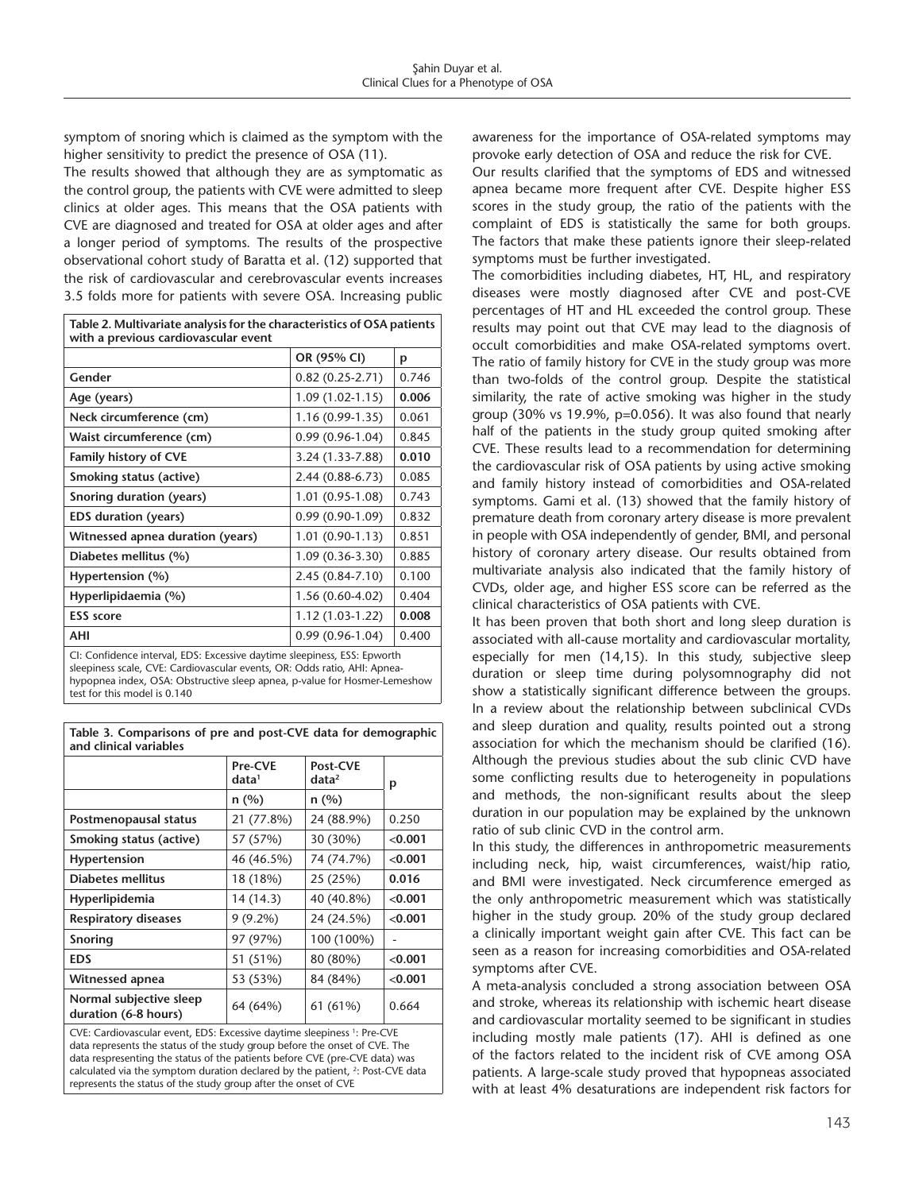symptom of snoring which is claimed as the symptom with the higher sensitivity to predict the presence of OSA (11).

The results showed that although they are as symptomatic as the control group, the patients with CVE were admitted to sleep clinics at older ages. This means that the OSA patients with CVE are diagnosed and treated for OSA at older ages and after a longer period of symptoms. The results of the prospective observational cohort study of Baratta et al. (12) supported that the risk of cardiovascular and cerebrovascular events increases 3.5 folds more for patients with severe OSA. Increasing public awareness for the importance of OSA-related symptoms may provoke early detection of OSA and reduce the risk for CVE.

**Table 2. Multivariate analysis for the characteristics of OSA patients with a previous cardiovascular event**

| | OR (95% CI) | p |
|---|---|---|
| **Gender** | 0.82 (0.25-2.71) | 0.746 |
| **Age (years)** | 1.09 (1.02-1.15) | **0.006** |
| **Neck circumference (cm)** | 1.16 (0.99-1.35) | 0.061 |
| **Waist circumference (cm)** | 0.99 (0.96-1.04) | 0.845 |
| **Family history of CVE** | 3.24 (1.33-7.88) | **0.010** |
| **Smoking status (active)** | 2.44 (0.88-6.73) | 0.085 |
| **Snoring duration (years)** | 1.01 (0.95-1.08) | 0.743 |
| **EDS duration (years)** | 0.99 (0.90-1.09) | 0.832 |
| **Witnessed apnea duration (years)** | 1.01 (0.90-1.13) | 0.851 |
| **Diabetes mellitus (%)** | 1.09 (0.36-3.30) | 0.885 |
| **Hypertension (%)** | 2.45 (0.84-7.10) | 0.100 |
| **Hyperlipidaemia (%)** | 1.56 (0.60-4.02) | 0.404 |
| **ESS score** | 1.12 (1.03-1.22) | **0.008** |
| **AHI** | 0.99 (0.96-1.04) | 0.400 |

CI: Confidence interval, EDS: Excessive daytime sleepiness, ESS: Epworth sleepiness scale, CVE: Cardiovascular events, OR: Odds ratio, AHI: Apnea-hypopnea index, OSA: Obstructive sleep apnea, p-value for Hosmer-Lemeshow test for this model is 0.140

**Table 3. Comparisons of pre and post-CVE data for demographic and clinical variables**

| | Pre-CVE data[1] | Post-CVE data[2] | p |
|---|---|---|---|
| | n (%) | n (%) | |
| **Postmenopausal status** | 21 (77.8%) | 24 (88.9%) | 0.250 |
| **Smoking status (active)** | 57 (57%) | 30 (30%) | **<0.001** |
| **Hypertension** | 46 (46.5%) | 74 (74.7%) | **<0.001** |
| **Diabetes mellitus** | 18 (18%) | 25 (25%) | **0.016** |
| **Hyperlipidemia** | 14 (14.3) | 40 (40.8%) | **<0.001** |
| **Respiratory diseases** | 9 (9.2%) | 24 (24.5%) | **<0.001** |
| **Snoring** | 97 (97%) | 100 (100%) | - |
| **EDS** | 51 (51%) | 80 (80%) | **<0.001** |
| **Witnessed apnea** | 53 (53%) | 84 (84%) | **<0.001** |
| **Normal subjective sleep duration (6-8 hours)** | 64 (64%) | 61 (61%) | 0.664 |

CVE: Cardiovascular event, EDS: Excessive daytime sleepiness [1]: Pre-CVE data represents the status of the study group before the onset of CVE. The data respresenting the status of the patients before CVE (pre-CVE data) was calculated via the symptom duration declared by the patient, [2]: Post-CVE data represents the status of the study group after the onset of CVE

Our results clarified that the symptoms of EDS and witnessed apnea became more frequent after CVE. Despite higher ESS scores in the study group, the ratio of the patients with the complaint of EDS is statistically the same for both groups. The factors that make these patients ignore their sleep-related symptoms must be further investigated.

The comorbidities including diabetes, HT, HL, and respiratory diseases were mostly diagnosed after CVE and post-CVE percentages of HT and HL exceeded the control group. These results may point out that CVE may lead to the diagnosis of occult comorbidities and make OSA-related symptoms overt. The ratio of family history for CVE in the study group was more than two-folds of the control group. Despite the statistical similarity, the rate of active smoking was higher in the study group (30% vs 19.9%, p=0.056). It was also found that nearly half of the patients in the study group quited smoking after CVE. These results lead to a recommendation for determining the cardiovascular risk of OSA patients by using active smoking and family history instead of comorbidities and OSA-related symptoms. Gami et al. (13) showed that the family history of premature death from coronary artery disease is more prevalent in people with OSA independently of gender, BMI, and personal history of coronary artery disease. Our results obtained from multivariate analysis also indicated that the family history of CVDs, older age, and higher ESS score can be referred as the clinical characteristics of OSA patients with CVE.

It has been proven that both short and long sleep duration is associated with all-cause mortality and cardiovascular mortality, especially for men (14,15). In this study, subjective sleep duration or sleep time during polysomnography did not show a statistically significant difference between the groups. In a review about the relationship between subclinical CVDs and sleep duration and quality, results pointed out a strong association for which the mechanism should be clarified (16). Although the previous studies about the sub clinic CVD have some conflicting results due to heterogeneity in populations and methods, the non-significant results about the sleep duration in our population may be explained by the unknown ratio of sub clinic CVD in the control arm.

In this study, the differences in anthropometric measurements including neck, hip, waist circumferences, waist/hip ratio, and BMI were investigated. Neck circumference emerged as the only anthropometric measurement which was statistically higher in the study group. 20% of the study group declared a clinically important weight gain after CVE. This fact can be seen as a reason for increasing comorbidities and OSA-related symptoms after CVE.

A meta-analysis concluded a strong association between OSA and stroke, whereas its relationship with ischemic heart disease and cardiovascular mortality seemed to be significant in studies including mostly male patients (17). AHI is defined as one of the factors related to the incident risk of CVE among OSA patients. A large-scale study proved that hypopneas associated with at least 4% desaturations are independent risk factors for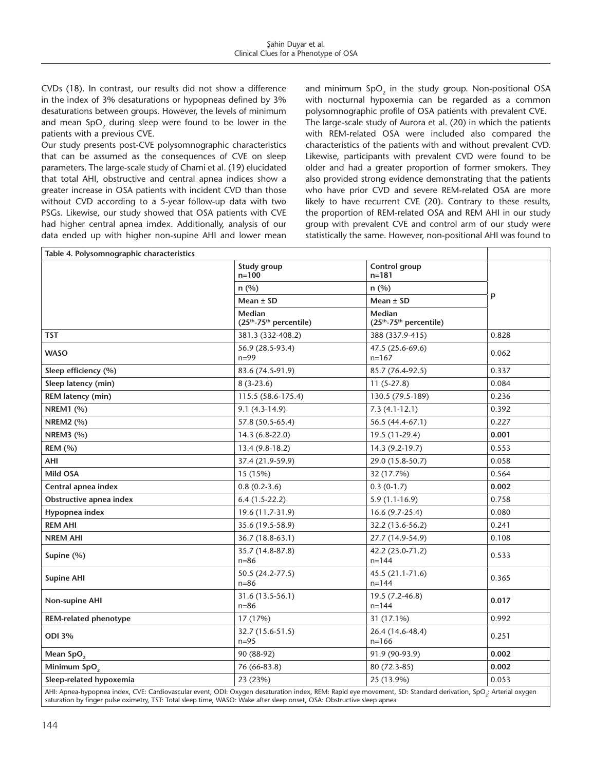CVDs (18). In contrast, our results did not show a difference in the index of 3% desaturations or hypopneas defined by 3% desaturations between groups. However, the levels of minimum and mean $SpO_2$ during sleep were found to be lower in the patients with a previous CVE.

Our study presents post-CVE polysomnographic characteristics that can be assumed as the consequences of CVE on sleep parameters. The large-scale study of Chami et al. (19) elucidated that total AHI, obstructive and central apnea indices show a greater increase in OSA patients with incident CVD than those without CVD according to a 5-year follow-up data with two PSGs. Likewise, our study showed that OSA patients with CVE had higher central apnea imdex. Additionally, analysis of our data ended up with higher non-supine AHI and lower mean and minimum $SpO_2$ in the study group. Non-positional OSA with nocturnal hypoxemia can be regarded as a common polysomnographic profile of OSA patients with prevalent CVE.

The large-scale study of Aurora et al. (20) in which the patients with REM-related OSA were included also compared the characteristics of the patients with and without prevalent CVD. Likewise, participants with prevalent CVD were found to be older and had a greater proportion of former smokers. They also provided strong evidence demonstrating that the patients who have prior CVD and severe REM-related OSA are more likely to have recurrent CVE (20). Contrary to these results, the proportion of REM-related OSA and REM AHI in our study group with prevalent CVE and control arm of our study were statistically the same. However, non-positional AHI was found to

**Table 4. Polysomnographic characteristics**

| | Study group n=100 | Control group n=181 | p |
|---|---|---|---|
| | n (%) | n (%) | |
| | Mean ± SD | Mean ± SD | |
| | Median (25th-75th percentile) | Median (25th-75th percentile) | |
| **TST** | 381.3 (332-408.2) | 388 (337.9-415) | 0.828 |
| **WASO** | 56.9 (28.5-93.4) n=99 | 47.5 (25.6-69.6) n=167 | 0.062 |
| **Sleep efficiency (%)** | 83.6 (74.5-91.9) | 85.7 (76.4-92.5) | 0.337 |
| **Sleep latency (min)** | 8 (3-23.6) | 11 (5-27.8) | 0.084 |
| **REM latency (min)** | 115.5 (58.6-175.4) | 130.5 (79.5-189) | 0.236 |
| **NREM1 (%)** | 9.1 (4.3-14.9) | 7.3 (4.1-12.1) | 0.392 |
| **NREM2 (%)** | 57.8 (50.5-65.4) | 56.5 (44.4-67.1) | 0.227 |
| **NREM3 (%)** | 14.3 (6.8-22.0) | 19.5 (11-29.4) | **0.001** |
| **REM (%)** | 13.4 (9.8-18.2) | 14.3 (9.2-19.7) | 0.553 |
| **AHI** | 37.4 (21.9-59.9) | 29.0 (15.8-50.7) | 0.058 |
| **Mild OSA** | 15 (15%) | 32 (17.7%) | 0.564 |
| **Central apnea index** | 0.8 (0.2-3.6) | 0.3 (0-1.7) | **0.002** |
| **Obstructive apnea index** | 6.4 (1.5-22.2) | 5.9 (1.1-16.9) | 0.758 |
| **Hypopnea index** | 19.6 (11.7-31.9) | 16.6 (9.7-25.4) | 0.080 |
| **REM AHI** | 35.6 (19.5-58.9) | 32.2 (13.6-56.2) | 0.241 |
| **NREM AHI** | 36.7 (18.8-63.1) | 27.7 (14.9-54.9) | 0.108 |
| **Supine (%)** | 35.7 (14.8-87.8) n=86 | 42.2 (23.0-71.2) n=144 | 0.533 |
| **Supine AHI** | 50.5 (24.2-77.5) n=86 | 45.5 (21.1-71.6) n=144 | 0.365 |
| **Non-supine AHI** | 31.6 (13.5-56.1) n=86 | 19.5 (7.2-46.8) n=144 | **0.017** |
| **REM-related phenotype** | 17 (17%) | 31 (17.1%) | 0.992 |
| **ODI 3%** | 32.7 (15.6-51.5) n=95 | 26.4 (14.6-48.4) n=166 | 0.251 |
| **Mean $SpO_2$** | 90 (88-92) | 91.9 (90-93.9) | **0.002** |
| **Minimum $SpO_2$** | 76 (66-83.8) | 80 (72.3-85) | **0.002** |
| **Sleep-related hypoxemia** | 23 (23%) | 25 (13.9%) | 0.053 |

AHI: Apnea-hypopnea index, CVE: Cardiovascular event, ODI: Oxygen desaturation index, REM: Rapid eye movement, SD: Standard derivation, $SpO_2$: Arterial oxygen saturation by finger pulse oximetry, TST: Total sleep time, WASO: Wake after sleep onset, OSA: Obstructive sleep apnea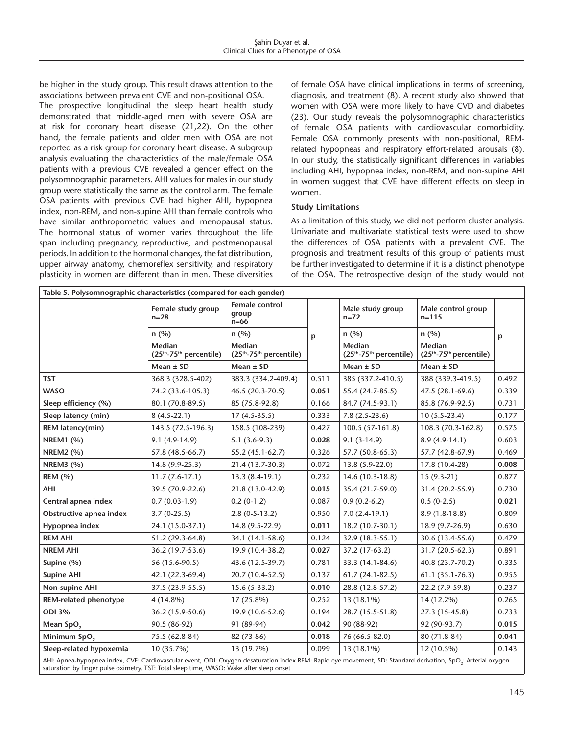be higher in the study group. This result draws attention to the associations between prevalent CVE and non-positional OSA.

The prospective longitudinal the sleep heart health study demonstrated that middle-aged men with severe OSA are at risk for coronary heart disease (21,22). On the other hand, the female patients and older men with OSA are not reported as a risk group for coronary heart disease. A subgroup analysis evaluating the characteristics of the male/female OSA patients with a previous CVE revealed a gender effect on the polysomnographic parameters. AHI values for males in our study group were statistically the same as the control arm. The female OSA patients with previous CVE had higher AHI, hypopnea index, non-REM, and non-supine AHI than female controls who have similar anthropometric values and menopausal status. The hormonal status of women varies throughout the life span including pregnancy, reproductive, and postmenopausal periods. In addition to the hormonal changes, the fat distribution, upper airway anatomy, chemoreflex sensitivity, and respiratory plasticity in women are different than in men. These diversities of female OSA have clinical implications in terms of screening, diagnosis, and treatment (8). A recent study also showed that women with OSA were more likely to have CVD and diabetes (23). Our study reveals the polysomnographic characteristics of female OSA patients with cardiovascular comorbidity. Female OSA commonly presents with non-positional, REM-related hypopneas and respiratory effort-related arousals (8). In our study, the statistically significant differences in variables including AHI, hypopnea index, non-REM, and non-supine AHI in women suggest that CVE have different effects on sleep in women.

### Study Limitations

As a limitation of this study, we did not perform cluster analysis. Univariate and multivariate statistical tests were used to show the differences of OSA patients with a prevalent CVE. The prognosis and treatment results of this group of patients must be further investigated to determine if it is a distinct phenotype of the OSA. The retrospective design of the study would not

**Table 5. Polysomnographic characteristics (compared for each gender)**

| | Female study group n=28 | Female control group n=66 | p | Male study group n=72 | Male control group n=115 | p |
|---|---|---|---|---|---|---|
| | n (%) | n (%) | | n (%) | n (%) | |
| | Median (25th-75th percentile) | Median (25th-75th percentile) | | Median (25th-75th percentile) | Median (25th-75th percentile) | |
| | Mean ± SD | Mean ± SD | | Mean ± SD | Mean ± SD | |
| **TST** | 368.3 (328.5-402) | 383.3 (334.2-409.4) | 0.511 | 385 (337.2-410.5) | 388 (339.3-419.5) | 0.492 |
| **WASO** | 74.2 (33.6-105.3) | 46.5 (20.3-70.5) | **0.051** | 55.4 (24.7-85.5) | 47.5 (28.1-69.6) | 0.339 |
| **Sleep efficiency (%)** | 80.1 (70.8-89.5) | 85 (75.8-92.8) | 0.166 | 84.7 (74.5-93.1) | 85.8 (76.9-92.5) | 0.731 |
| **Sleep latency (min)** | 8 (4.5-22.1) | 17 (4.5-35.5) | 0.333 | 7.8 (2.5-23.6) | 10 (5.5-23.4) | 0.177 |
| **REM latency(min)** | 143.5 (72.5-196.3) | 158.5 (108-239) | 0.427 | 100.5 (57-161.8) | 108.3 (70.3-162.8) | 0.575 |
| **NREM1 (%)** | 9.1 (4.9-14.9) | 5.1 (3.6-9.3) | **0.028** | 9.1 (3-14.9) | 8.9 (4.9-14.1) | 0.603 |
| **NREM2 (%)** | 57.8 (48.5-66.7) | 55.2 (45.1-62.7) | 0.326 | 57.7 (50.8-65.3) | 57.7 (42.8-67.9) | 0.469 |
| **NREM3 (%)** | 14.8 (9.9-25.3) | 21.4 (13.7-30.3) | 0.072 | 13.8 (5.9-22.0) | 17.8 (10.4-28) | **0.008** |
| **REM (%)** | 11.7 (7.6-17.1) | 13.3 (8.4-19.1) | 0.232 | 14.6 (10.3-18.8) | 15 (9.3-21) | 0.877 |
| **AHI** | 39.5 (70.9-22.6) | 21.8 (13.0-42.9) | **0.015** | 35.4 (21.7-59.0) | 31.4 (20.2-55.9) | 0.730 |
| **Central apnea index** | 0.7 (0.03-1.9) | 0.2 (0-1.2) | 0.087 | 0.9 (0.2-6.2) | 0.5 (0-2.5) | **0.021** |
| **Obstructive apnea index** | 3.7 (0-25.5) | 2.8 (0-5-13.2) | 0.950 | 7.0 (2.4-19.1) | 8.9 (1.8-18.8) | 0.809 |
| **Hypopnea index** | 24.1 (15.0-37.1) | 14.8 (9.5-22.9) | **0.011** | 18.2 (10.7-30.1) | 18.9 (9.7-26.9) | 0.630 |
| **REM AHI** | 51.2 (29.3-64.8) | 34.1 (14.1-58.6) | 0.124 | 32.9 (18.3-55.1) | 30.6 (13.4-55.6) | 0.479 |
| **NREM AHI** | 36.2 (19.7-53.6) | 19.9 (10.4-38.2) | **0.027** | 37.2 (17-63.2) | 31.7 (20.5-62.3) | 0.891 |
| **Supine (%)** | 56 (15.6-90.5) | 43.6 (12.5-39.7) | 0.781 | 33.3 (14.1-84.6) | 40.8 (23.7-70.2) | 0.335 |
| **Supine AHI** | 42.1 (22.3-69.4) | 20.7 (10.4-52.5) | 0.137 | 61.7 (24.1-82.5) | 61.1 (35.1-76.3) | 0.955 |
| **Non-supine AHI** | 37.5 (23.9-55.5) | 15.6 (5-33.2) | **0.010** | 28.8 (12.8-57.2) | 22.2 (7.9-59.8) | 0.237 |
| **REM-related phenotype** | 4 (14.8%) | 17 (25.8%) | 0.252 | 13 (18.1%) | 14 (12.2%) | 0.265 |
| **ODI 3%** | 36.2 (15.9-50.6) | 19.9 (10.6-52.6) | 0.194 | 28.7 (15.5-51.8) | 27.3 (15-45.8) | 0.733 |
| **Mean $SpO_2$** | 90.5 (86-92) | 91 (89-94) | **0.042** | 90 (88-92) | 92 (90-93.7) | **0.015** |
| **Minimum $SpO_2$** | 75.5 (62.8-84) | 82 (73-86) | **0.018** | 76 (66.5-82.0) | 80 (71.8-84) | **0.041** |
| **Sleep-related hypoxemia** | 10 (35.7%) | 13 (19.7%) | 0.099 | 13 (18.1%) | 12 (10.5%) | 0.143 |

AHI: Apnea-hypopnea index, CVE: Cardiovascular event, ODI: Oxygen desaturation index REM: Rapid eye movement, SD: Standard derivation, $SpO_2$: Arterial oxygen saturation by finger pulse oximetry, TST: Total sleep time, WASO: Wake after sleep onset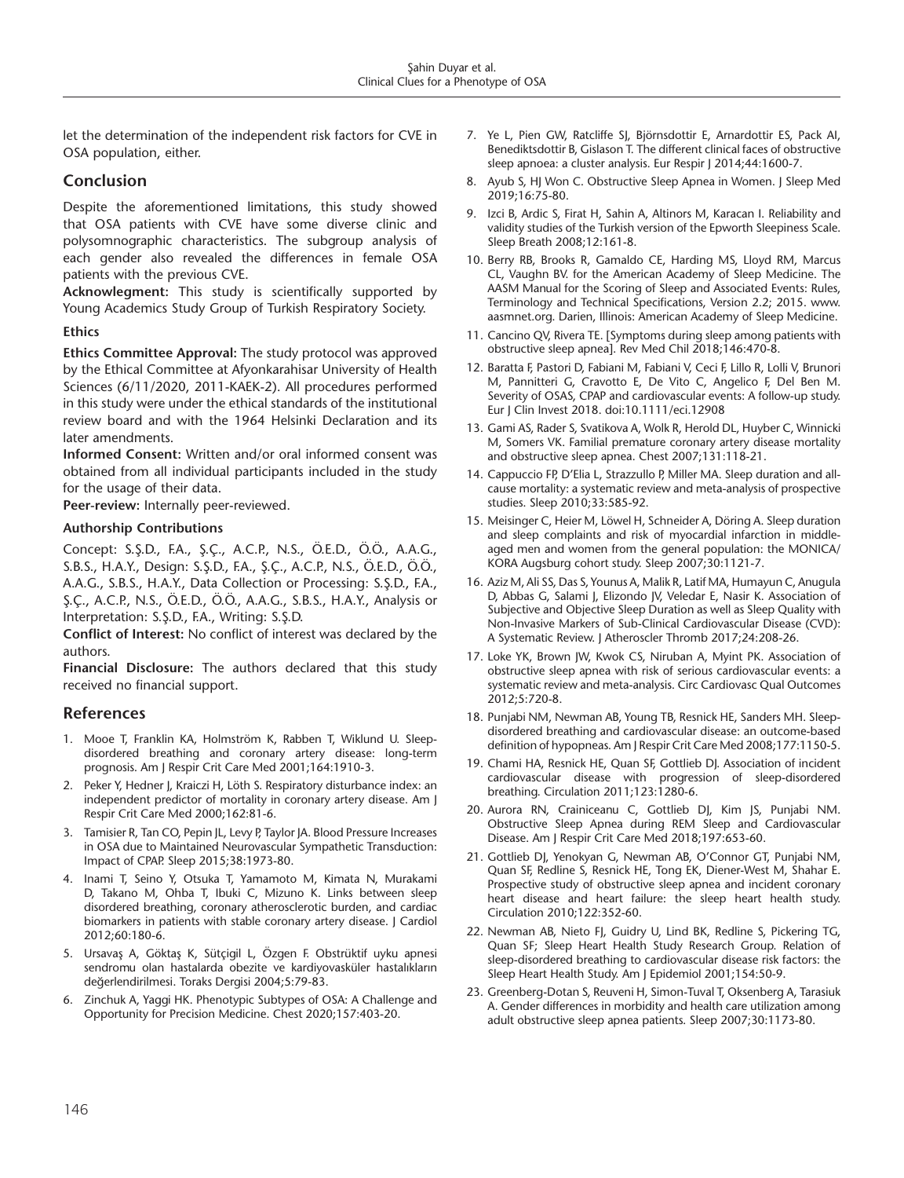let the determination of the independent risk factors for CVE in OSA population, either.

## Conclusion

Despite the aforementioned limitations, this study showed that OSA patients with CVE have some diverse clinic and polysomnographic characteristics. The subgroup analysis of each gender also revealed the differences in female OSA patients with the previous CVE.

**Acknowlegment:** This study is scientifically supported by Young Academics Study Group of Turkish Respiratory Society.

### Ethics

**Ethics Committee Approval:** The study protocol was approved by the Ethical Committee at Afyonkarahisar University of Health Sciences (6/11/2020, 2011-KAEK-2). All procedures performed in this study were under the ethical standards of the institutional review board and with the 1964 Helsinki Declaration and its later amendments.

**Informed Consent:** Written and/or oral informed consent was obtained from all individual participants included in the study for the usage of their data.

**Peer-review:** Internally peer-reviewed.

### Authorship Contributions

Concept: S.Ş.D., F.A., Ş.Ç., A.C.P., N.S., Ö.E.D., Ö.Ö., A.A.G., S.B.S., H.A.Y., Design: S.Ş.D., F.A., Ş.Ç., A.C.P., N.S., Ö.E.D., Ö.Ö., A.A.G., S.B.S., H.A.Y., Data Collection or Processing: S.Ş.D., F.A., Ş.Ç., A.C.P., N.S., Ö.E.D., Ö.Ö., A.A.G., S.B.S., H.A.Y., Analysis or Interpretation: S.Ş.D., F.A., Writing: S.Ş.D.

**Conflict of Interest:** No conflict of interest was declared by the authors.

**Financial Disclosure:** The authors declared that this study received no financial support.

## References

1. Mooe T, Franklin KA, Holmström K, Rabben T, Wiklund U. Sleep-disordered breathing and coronary artery disease: long-term prognosis. Am J Respir Crit Care Med 2001;164:1910-3.
2. Peker Y, Hedner J, Kraiczi H, Löth S. Respiratory disturbance index: an independent predictor of mortality in coronary artery disease. Am J Respir Crit Care Med 2000;162:81-6.
3. Tamisier R, Tan CO, Pepin JL, Levy P, Taylor JA. Blood Pressure Increases in OSA due to Maintained Neurovascular Sympathetic Transduction: Impact of CPAP. Sleep 2015;38:1973-80.
4. Inami T, Seino Y, Otsuka T, Yamamoto M, Kimata N, Murakami D, Takano M, Ohba T, Ibuki C, Mizuno K. Links between sleep disordered breathing, coronary atherosclerotic burden, and cardiac biomarkers in patients with stable coronary artery disease. J Cardiol 2012;60:180-6.
5. Ursavaş A, Göktaş K, Sütçigil L, Özgen F. Obstrüktif uyku apnesi sendromu olan hastalarda obezite ve kardiyovasküler hastalıkların değerlendirilmesi. Toraks Dergisi 2004;5:79-83.
6. Zinchuk A, Yaggi HK. Phenotypic Subtypes of OSA: A Challenge and Opportunity for Precision Medicine. Chest 2020;157:403-20.
7. Ye L, Pien GW, Ratcliffe SJ, Björnsdottir E, Arnardottir ES, Pack AI, Benediktsdottir B, Gislason T. The different clinical faces of obstructive sleep apnoea: a cluster analysis. Eur Respir J 2014;44:1600-7.
8. Ayub S, HJ Won C. Obstructive Sleep Apnea in Women. J Sleep Med 2019;16:75-80.
9. Izci B, Ardic S, Firat H, Sahin A, Altinors M, Karacan I. Reliability and validity studies of the Turkish version of the Epworth Sleepiness Scale. Sleep Breath 2008;12:161-8.
10. Berry RB, Brooks R, Gamaldo CE, Harding MS, Lloyd RM, Marcus CL, Vaughn BV. for the American Academy of Sleep Medicine. The AASM Manual for the Scoring of Sleep and Associated Events: Rules, Terminology and Technical Specifications, Version 2.2; 2015. www.aasmnet.org. Darien, Illinois: American Academy of Sleep Medicine.
11. Cancino QV, Rivera TE. [Symptoms during sleep among patients with obstructive sleep apnea]. Rev Med Chil 2018;146:470-8.
12. Baratta F, Pastori D, Fabiani M, Fabiani V, Ceci F, Lillo R, Lolli V, Brunori M, Pannitteri G, Cravotto E, De Vito C, Angelico F, Del Ben M. Severity of OSAS, CPAP and cardiovascular events: A follow-up study. Eur J Clin Invest 2018. doi:10.1111/eci.12908
13. Gami AS, Rader S, Svatikova A, Wolk R, Herold DL, Huyber C, Winnicki M, Somers VK. Familial premature coronary artery disease mortality and obstructive sleep apnea. Chest 2007;131:118-21.
14. Cappuccio FP, D'Elia L, Strazzullo P, Miller MA. Sleep duration and all-cause mortality: a systematic review and meta-analysis of prospective studies. Sleep 2010;33:585-92.
15. Meisinger C, Heier M, Löwel H, Schneider A, Döring A. Sleep duration and sleep complaints and risk of myocardial infarction in middle-aged men and women from the general population: the MONICA/KORA Augsburg cohort study. Sleep 2007;30:1121-7.
16. Aziz M, Ali SS, Das S, Younus A, Malik R, Latif MA, Humayun C, Anugula D, Abbas G, Salami J, Elizondo JV, Veledar E, Nasir K. Association of Subjective and Objective Sleep Duration as well as Sleep Quality with Non-Invasive Markers of Sub-Clinical Cardiovascular Disease (CVD): A Systematic Review. J Atheroscler Thromb 2017;24:208-26.
17. Loke YK, Brown JW, Kwok CS, Niruban A, Myint PK. Association of obstructive sleep apnea with risk of serious cardiovascular events: a systematic review and meta-analysis. Circ Cardiovasc Qual Outcomes 2012;5:720-8.
18. Punjabi NM, Newman AB, Young TB, Resnick HE, Sanders MH. Sleep-disordered breathing and cardiovascular disease: an outcome-based definition of hypopneas. Am J Respir Crit Care Med 2008;177:1150-5.
19. Chami HA, Resnick HE, Quan SF, Gottlieb DJ. Association of incident cardiovascular disease with progression of sleep-disordered breathing. Circulation 2011;123:1280-6.
20. Aurora RN, Crainiceanu C, Gottlieb DJ, Kim JS, Punjabi NM. Obstructive Sleep Apnea during REM Sleep and Cardiovascular Disease. Am J Respir Crit Care Med 2018;197:653-60.
21. Gottlieb DJ, Yenokyan G, Newman AB, O'Connor GT, Punjabi NM, Quan SF, Redline S, Resnick HE, Tong EK, Diener-West M, Shahar E. Prospective study of obstructive sleep apnea and incident coronary heart disease and heart failure: the sleep heart health study. Circulation 2010;122:352-60.
22. Newman AB, Nieto FJ, Guidry U, Lind BK, Redline S, Pickering TG, Quan SF; Sleep Heart Health Study Research Group. Relation of sleep-disordered breathing to cardiovascular disease risk factors: the Sleep Heart Health Study. Am J Epidemiol 2001;154:50-9.
23. Greenberg-Dotan S, Reuveni H, Simon-Tuval T, Oksenberg A, Tarasiuk A. Gender differences in morbidity and health care utilization among adult obstructive sleep apnea patients. Sleep 2007;30:1173-80.